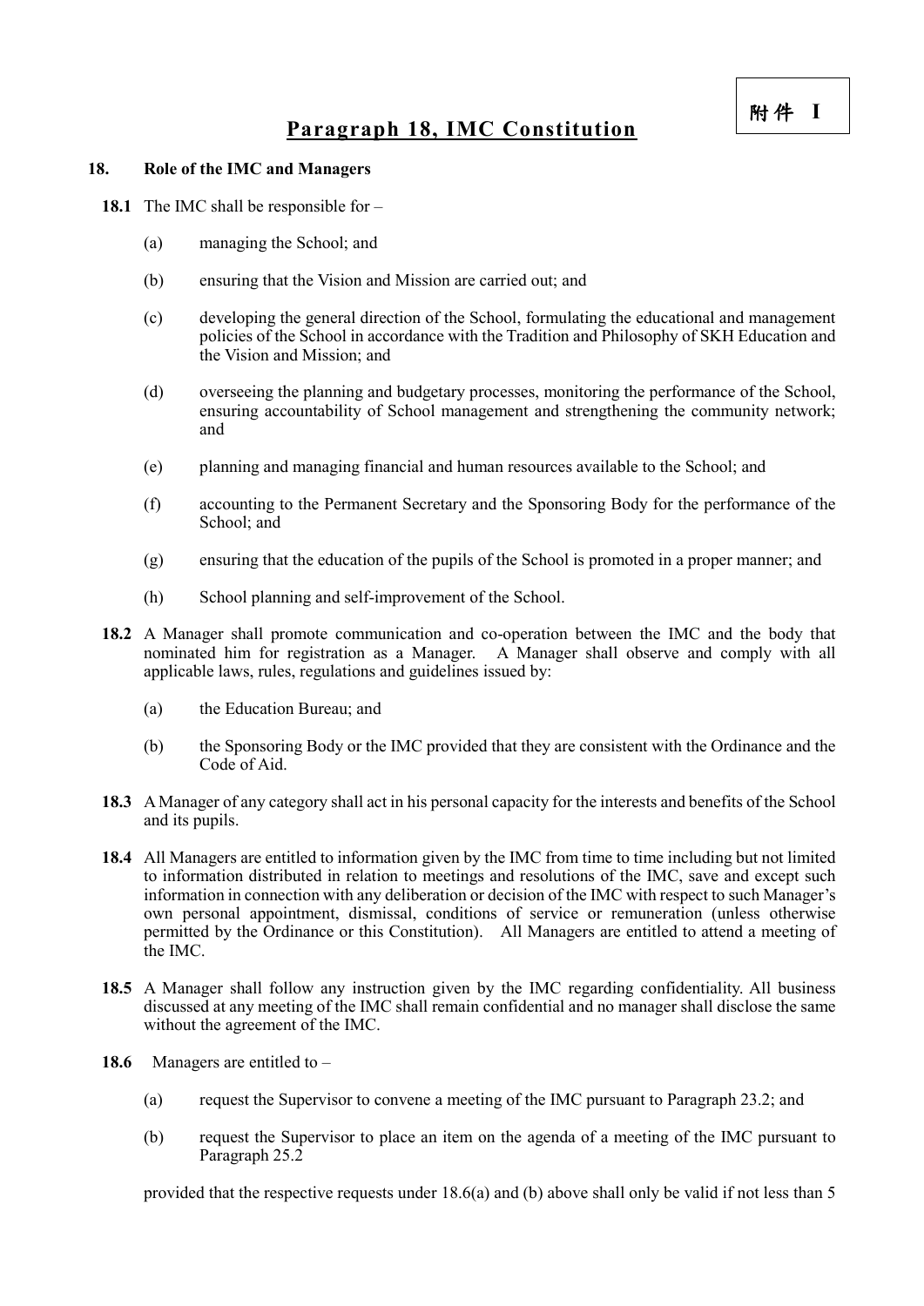附件 I

# Paragraph 18, IMC Constitution

**18. Role of the IMC and Managers**

**18.1** The IMC shall be responsible for –

(a) managing the School; and

(b) ensuring that the Vision and Mission are carried out; and

(c) developing the general direction of the School, formulating the educational and management policies of the School in accordance with the Tradition and Philosophy of SKH Education and the Vision and Mission; and

(d) overseeing the planning and budgetary processes, monitoring the performance of the School, ensuring accountability of School management and strengthening the community network; and

(e) planning and managing financial and human resources available to the School; and

(f) accounting to the Permanent Secretary and the Sponsoring Body for the performance of the School; and

(g) ensuring that the education of the pupils of the School is promoted in a proper manner; and

(h) School planning and self-improvement of the School.

**18.2** A Manager shall promote communication and co-operation between the IMC and the body that nominated him for registration as a Manager. A Manager shall observe and comply with all applicable laws, rules, regulations and guidelines issued by:

(a) the Education Bureau; and

(b) the Sponsoring Body or the IMC provided that they are consistent with the Ordinance and the Code of Aid.

**18.3** A Manager of any category shall act in his personal capacity for the interests and benefits of the School and its pupils.

**18.4** All Managers are entitled to information given by the IMC from time to time including but not limited to information distributed in relation to meetings and resolutions of the IMC, save and except such information in connection with any deliberation or decision of the IMC with respect to such Manager's own personal appointment, dismissal, conditions of service or remuneration (unless otherwise permitted by the Ordinance or this Constitution). All Managers are entitled to attend a meeting of the IMC.

**18.5** A Manager shall follow any instruction given by the IMC regarding confidentiality. All business discussed at any meeting of the IMC shall remain confidential and no manager shall disclose the same without the agreement of the IMC.

**18.6** Managers are entitled to –

(a) request the Supervisor to convene a meeting of the IMC pursuant to Paragraph 23.2; and

(b) request the Supervisor to place an item on the agenda of a meeting of the IMC pursuant to Paragraph 25.2

provided that the respective requests under 18.6(a) and (b) above shall only be valid if not less than 5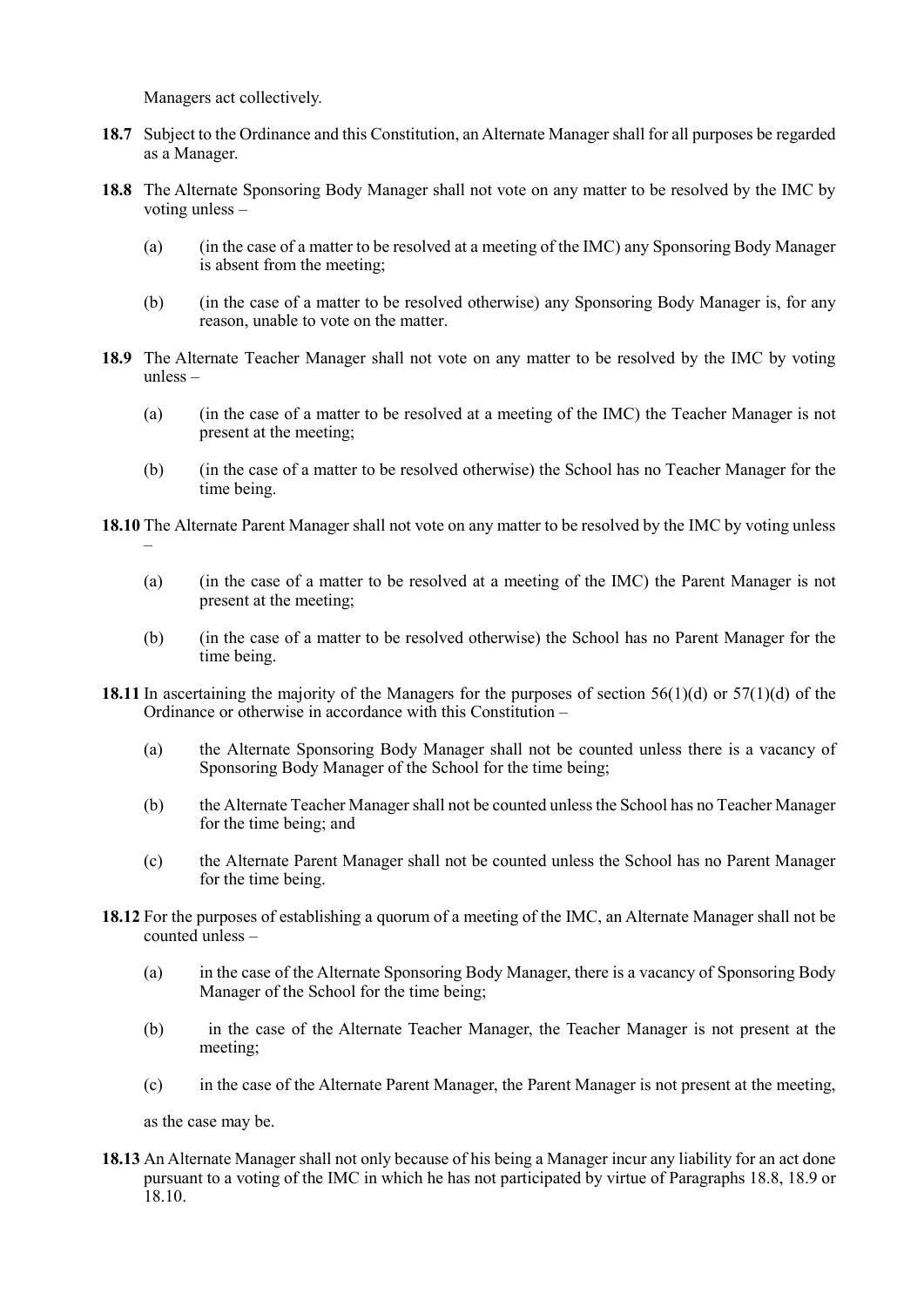Managers act collectively.

**18.7** Subject to the Ordinance and this Constitution, an Alternate Manager shall for all purposes be regarded as a Manager.

**18.8** The Alternate Sponsoring Body Manager shall not vote on any matter to be resolved by the IMC by voting unless –

(a) (in the case of a matter to be resolved at a meeting of the IMC) any Sponsoring Body Manager is absent from the meeting;

(b) (in the case of a matter to be resolved otherwise) any Sponsoring Body Manager is, for any reason, unable to vote on the matter.

**18.9** The Alternate Teacher Manager shall not vote on any matter to be resolved by the IMC by voting unless –

(a) (in the case of a matter to be resolved at a meeting of the IMC) the Teacher Manager is not present at the meeting;

(b) (in the case of a matter to be resolved otherwise) the School has no Teacher Manager for the time being.

**18.10** The Alternate Parent Manager shall not vote on any matter to be resolved by the IMC by voting unless –

(a) (in the case of a matter to be resolved at a meeting of the IMC) the Parent Manager is not present at the meeting;

(b) (in the case of a matter to be resolved otherwise) the School has no Parent Manager for the time being.

**18.11** In ascertaining the majority of the Managers for the purposes of section 56(1)(d) or 57(1)(d) of the Ordinance or otherwise in accordance with this Constitution –

(a) the Alternate Sponsoring Body Manager shall not be counted unless there is a vacancy of Sponsoring Body Manager of the School for the time being;

(b) the Alternate Teacher Manager shall not be counted unless the School has no Teacher Manager for the time being; and

(c) the Alternate Parent Manager shall not be counted unless the School has no Parent Manager for the time being.

**18.12** For the purposes of establishing a quorum of a meeting of the IMC, an Alternate Manager shall not be counted unless –

(a) in the case of the Alternate Sponsoring Body Manager, there is a vacancy of Sponsoring Body Manager of the School for the time being;

(b) in the case of the Alternate Teacher Manager, the Teacher Manager is not present at the meeting;

(c) in the case of the Alternate Parent Manager, the Parent Manager is not present at the meeting,

as the case may be.

**18.13** An Alternate Manager shall not only because of his being a Manager incur any liability for an act done pursuant to a voting of the IMC in which he has not participated by virtue of Paragraphs 18.8, 18.9 or 18.10.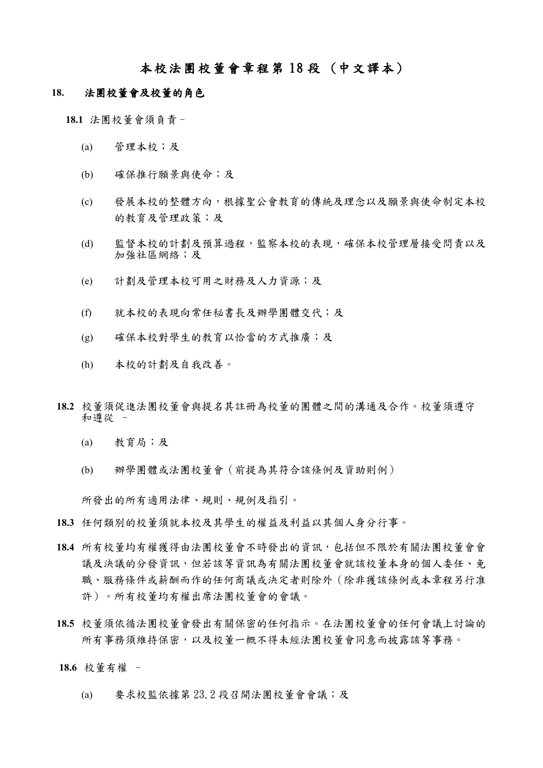# 本校法團校董會章程第 18 段（中文譯本）

## 18. 法團校董會及校董的角色

**18.1** 法團校董會須負責–

(a) 管理本校；及

(b) 確保推行願景與使命；及

(c) 發展本校的整體方向，根據聖公會教育的傳統及理念以及願景與使命制定本校的教育及管理政策；及

(d) 監督本校的計劃及預算過程，監察本校的表現，確保本校管理層接受問責以及加強社區網絡；及

(e) 計劃及管理本校可用之財務及人力資源；及

(f) 就本校的表現向常任秘書長及辦學團體交代；及

(g) 確保本校對學生的教育以恰當的方式推廣；及

(h) 本校的計劃及自我改善。

**18.2** 校董須促進法團校董會與提名其註冊為校董的團體之間的溝通及合作。校董須遵守和遵從 –

(a) 教育局；及

(b) 辦學團體或法團校董會（前提為其符合該條例及資助則例）

所發出的所有適用法律、規則、規例及指引。

**18.3** 任何類別的校董須就本校及其學生的權益及利益以其個人身分行事。

**18.4** 所有校董均有權獲得由法團校董會不時發出的資訊，包括但不限於有關法團校董會會議及決議的分發資訊，但若該等資訊為有關法團校董會就該校董本身的個人委任、免職、服務條件或薪酬而作的任何商議或決定者則除外（除非獲該條例或本章程另行准許）。所有校董均有權出席法團校董會的會議。

**18.5** 校董須依循法團校董會發出有關保密的任何指示。在法團校董會的任何會議上討論的所有事務須維持保密，以及校董一概不得未經法團校董會同意而披露該等事務。

**18.6** 校董有權 –

(a) 要求校監依據第 23.2 段召開法團校董會會議；及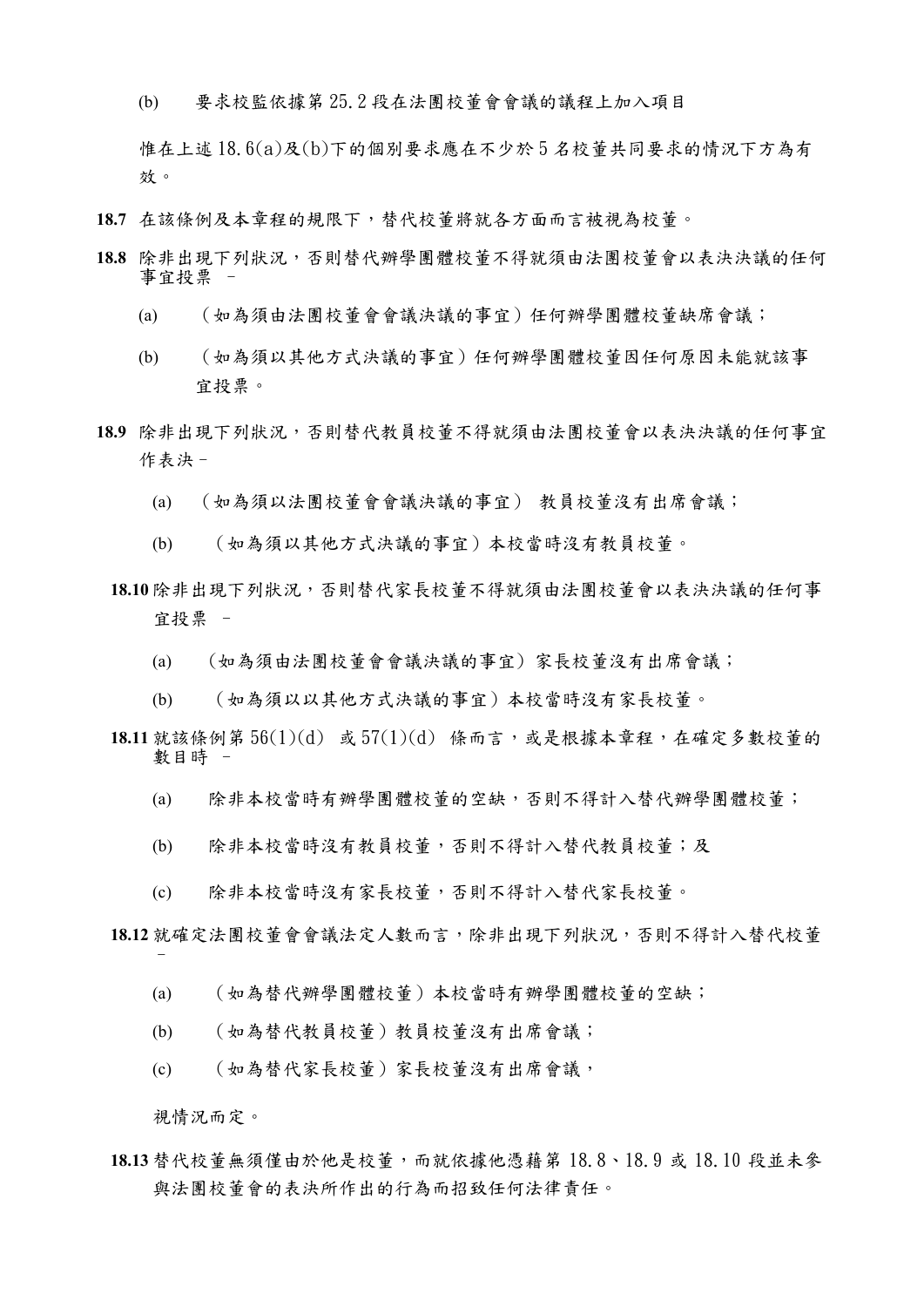(b) 要求校監依據第 25.2 段在法團校董會會議的議程上加入項目

惟在上述 18.6(a)及(b)下的個別要求應在不少於 5 名校董共同要求的情況下方為有效。

**18.7** 在該條例及本章程的規限下，替代校董將就各方面而言被視為校董。

**18.8** 除非出現下列狀況，否則替代辦學團體校董不得就須由法團校董會以表決決議的任何事宜投票 –

(a) （如為須由法團校董會會議決議的事宜）任何辦學團體校董缺席會議；

(b) （如為須以其他方式決議的事宜）任何辦學團體校董因任何原因未能就該事宜投票。

**18.9** 除非出現下列狀況，否則替代教員校董不得就須由法團校董會以表決決議的任何事宜作表決–

(a) （如為須以法團校董會會議決議的事宜） 教員校董沒有出席會議；

(b) （如為須以其他方式決議的事宜）本校當時沒有教員校董。

**18.10** 除非出現下列狀況，否則替代家長校董不得就須由法團校董會以表決決議的任何事宜投票 –

(a) (如為須由法團校董會會議決議的事宜) 家長校董沒有出席會議；

(b) （如為須以以其他方式決議的事宜）本校當時沒有家長校董。

**18.11** 就該條例第 56(1)(d) 或 57(1)(d) 條而言，或是根據本章程，在確定多數校董的數目時 –

(a) 除非本校當時有辦學團體校董的空缺，否則不得計入替代辦學團體校董；

(b) 除非本校當時沒有教員校董，否則不得計入替代教員校董；及

(c) 除非本校當時沒有家長校董，否則不得計入替代家長校董。

**18.12** 就確定法團校董會會議法定人數而言，除非出現下列狀況，否則不得計入替代校董 –

(a) （如為替代辦學團體校董）本校當時有辦學團體校董的空缺；

(b) （如為替代教員校董）教員校董沒有出席會議；

(c) （如為替代家長校董）家長校董沒有出席會議，

視情況而定。

**18.13** 替代校董無須僅由於他是校董，而就依據他憑藉第 18.8、18.9 或 18.10 段並未參與法團校董會的表決所作出的行為而招致任何法律責任。